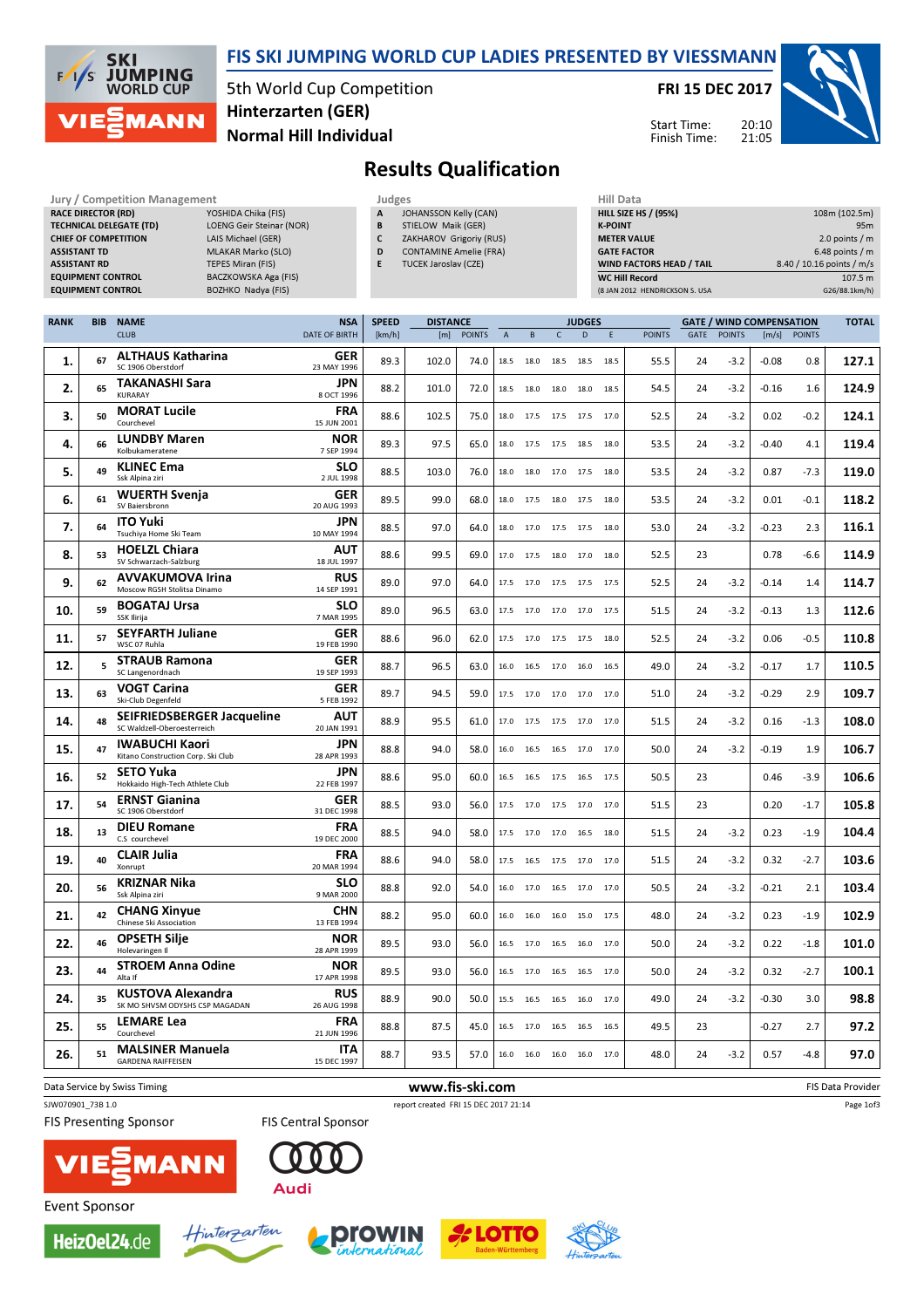# FIS SKI JUMPING WORLD CUP LADIES PRESENTED BY VIESSMANN

5th World Cup Competition
Hinterzarten (GER)
Normal Hill Individual

FRI 15 DEC 2017

Start Time: 20:10
Finish Time: 21:05

## Results Qualification

| Jury / Competition Management | |
|---|---|
| RACE DIRECTOR (RD) | YOSHIDA Chika (FIS) |
| TECHNICAL DELEGATE (TD) | LOENG Geir Steinar (NOR) |
| CHIEF OF COMPETITION | LAIS Michael (GER) |
| ASSISTANT TD | MLAKAR Marko (SLO) |
| ASSISTANT RD | TEPES Miran (FIS) |
| EQUIPMENT CONTROL | BACZKOWSKA Aga (FIS) |
| EQUIPMENT CONTROL | BOZHKO Nadya (FIS) |

| Judges | |
|---|---|
| A | JOHANSSON Kelly (CAN) |
| B | STIELOW Maik (GER) |
| C | ZAKHAROV Grigoriy (RUS) |
| D | CONTAMINE Amelie (FRA) |
| E | TUCEK Jaroslav (CZE) |

| Hill Data | |
|---|---|
| HILL SIZE HS / (95%) | 108m (102.5m) |
| K-POINT | 95m |
| METER VALUE | 2.0 points / m |
| GATE FACTOR | 6.48 points / m |
| WIND FACTORS HEAD / TAIL | 8.40 / 10.16 points / m/s |
| WC Hill Record | 107.5 m |
| (8 JAN 2012 HENDRICKSON S. USA | G26/88.1km/h) |

| RANK | BIB | NAME / CLUB | NSA / DATE OF BIRTH | SPEED [km/h] | DISTANCE [m] | DISTANCE POINTS | A | B | C | D | E | JUDGES POINTS | GATE | GATE POINTS | WIND [m/s] | WIND POINTS | TOTAL |
|---|---|---|---|---|---|---|---|---|---|---|---|---|---|---|---|---|---|
| 1. | 67 | ALTHAUS Katharina / SC 1906 Oberstdorf | GER / 23 MAY 1996 | 89.3 | 102.0 | 74.0 | 18.5 | 18.0 | 18.5 | 18.5 | 18.5 | 55.5 | 24 | -3.2 | -0.08 | 0.8 | 127.1 |
| 2. | 65 | TAKANASHI Sara / KURARAY | JPN / 8 OCT 1996 | 88.2 | 101.0 | 72.0 | 18.5 | 18.0 | 18.0 | 18.0 | 18.5 | 54.5 | 24 | -3.2 | -0.16 | 1.6 | 124.9 |
| 3. | 50 | MORAT Lucile / Courchevel | FRA / 15 JUN 2001 | 88.6 | 102.5 | 75.0 | 18.0 | 17.5 | 17.5 | 17.5 | 17.0 | 52.5 | 24 | -3.2 | 0.02 | -0.2 | 124.1 |
| 4. | 66 | LUNDBY Maren / Kolbukameratene | NOR / 7 SEP 1994 | 89.3 | 97.5 | 65.0 | 18.0 | 17.5 | 17.5 | 18.5 | 18.0 | 53.5 | 24 | -3.2 | -0.40 | 4.1 | 119.4 |
| 5. | 49 | KLINEC Ema / Ssk Alpina ziri | SLO / 2 JUL 1998 | 88.5 | 103.0 | 76.0 | 18.0 | 18.0 | 17.0 | 17.5 | 18.0 | 53.5 | 24 | -3.2 | 0.87 | -7.3 | 119.0 |
| 6. | 61 | WUERTH Svenja / SV Baiersbronn | GER / 20 AUG 1993 | 89.5 | 99.0 | 68.0 | 18.0 | 17.5 | 18.0 | 17.5 | 18.0 | 53.5 | 24 | -3.2 | 0.01 | -0.1 | 118.2 |
| 7. | 64 | ITO Yuki / Tsuchiya Home Ski Team | JPN / 10 MAY 1994 | 88.5 | 97.0 | 64.0 | 18.0 | 17.0 | 17.5 | 17.5 | 18.0 | 53.0 | 24 | -3.2 | -0.23 | 2.3 | 116.1 |
| 8. | 53 | HOELZL Chiara / SV Schwarzach-Salzburg | AUT / 18 JUL 1997 | 88.6 | 99.5 | 69.0 | 17.0 | 17.5 | 18.0 | 17.0 | 18.0 | 52.5 | 23 | | 0.78 | -6.6 | 114.9 |
| 9. | 62 | AVVAKUMOVA Irina / Moscow RGSH Stolitsa Dinamo | RUS / 14 SEP 1991 | 89.0 | 97.0 | 64.0 | 17.5 | 17.0 | 17.5 | 17.5 | 17.5 | 52.5 | 24 | -3.2 | -0.14 | 1.4 | 114.7 |
| 10. | 59 | BOGATAJ Ursa / SSK Ilirija | SLO / 7 MAR 1995 | 89.0 | 96.5 | 63.0 | 17.5 | 17.0 | 17.0 | 17.0 | 17.5 | 51.5 | 24 | -3.2 | -0.13 | 1.3 | 112.6 |
| 11. | 57 | SEYFARTH Juliane / WSC 07 Ruhla | GER / 19 FEB 1990 | 88.6 | 96.0 | 62.0 | 17.5 | 17.0 | 17.5 | 17.5 | 18.0 | 52.5 | 24 | -3.2 | 0.06 | -0.5 | 110.8 |
| 12. | 5 | STRAUB Ramona / SC Langenordnach | GER / 19 SEP 1993 | 88.7 | 96.5 | 63.0 | 16.0 | 16.5 | 17.0 | 16.0 | 16.5 | 49.0 | 24 | -3.2 | -0.17 | 1.7 | 110.5 |
| 13. | 63 | VOGT Carina / Ski-Club Degenfeld | GER / 5 FEB 1992 | 89.7 | 94.5 | 59.0 | 17.5 | 17.0 | 17.0 | 17.0 | 17.0 | 51.0 | 24 | -3.2 | -0.29 | 2.9 | 109.7 |
| 14. | 48 | SEIFRIEDSBERGER Jacqueline / SC Waldzell-Oberoesterreich | AUT / 20 JAN 1991 | 88.9 | 95.5 | 61.0 | 17.0 | 17.5 | 17.5 | 17.0 | 17.0 | 51.5 | 24 | -3.2 | 0.16 | -1.3 | 108.0 |
| 15. | 47 | IWABUCHI Kaori / Kitano Construction Corp. Ski Club | JPN / 28 APR 1993 | 88.8 | 94.0 | 58.0 | 16.0 | 16.5 | 16.5 | 17.0 | 17.0 | 50.0 | 24 | -3.2 | -0.19 | 1.9 | 106.7 |
| 16. | 52 | SETO Yuka / Hokkaido High-Tech Athlete Club | JPN / 22 FEB 1997 | 88.6 | 95.0 | 60.0 | 16.5 | 16.5 | 17.5 | 16.5 | 17.5 | 50.5 | 23 | | 0.46 | -3.9 | 106.6 |
| 17. | 54 | ERNST Gianina / SC 1906 Oberstdorf | GER / 31 DEC 1998 | 88.5 | 93.0 | 56.0 | 17.5 | 17.0 | 17.5 | 17.0 | 17.0 | 51.5 | 23 | | 0.20 | -1.7 | 105.8 |
| 18. | 13 | DIEU Romane / C.S courchevel | FRA / 19 DEC 2000 | 88.5 | 94.0 | 58.0 | 17.5 | 17.0 | 17.0 | 16.5 | 18.0 | 51.5 | 24 | -3.2 | 0.23 | -1.9 | 104.4 |
| 19. | 40 | CLAIR Julia / Xonrupt | FRA / 20 MAR 1994 | 88.6 | 94.0 | 58.0 | 17.5 | 16.5 | 17.5 | 17.0 | 17.0 | 51.5 | 24 | -3.2 | 0.32 | -2.7 | 103.6 |
| 20. | 56 | KRIZNAR Nika / Ssk Alpina ziri | SLO / 9 MAR 2000 | 88.8 | 92.0 | 54.0 | 16.0 | 17.0 | 16.5 | 17.0 | 17.0 | 50.5 | 24 | -3.2 | -0.21 | 2.1 | 103.4 |
| 21. | 42 | CHANG Xinyue / Chinese Ski Association | CHN / 13 FEB 1994 | 88.2 | 95.0 | 60.0 | 16.0 | 16.0 | 16.0 | 15.0 | 17.5 | 48.0 | 24 | -3.2 | 0.23 | -1.9 | 102.9 |
| 22. | 46 | OPSETH Silje / Holevaringen Il | NOR / 28 APR 1999 | 89.5 | 93.0 | 56.0 | 16.5 | 17.0 | 16.5 | 16.0 | 17.0 | 50.0 | 24 | -3.2 | 0.22 | -1.8 | 101.0 |
| 23. | 44 | STROEM Anna Odine / Alta If | NOR / 17 APR 1998 | 89.5 | 93.0 | 56.0 | 16.5 | 17.0 | 16.5 | 16.5 | 17.0 | 50.0 | 24 | -3.2 | 0.32 | -2.7 | 100.1 |
| 24. | 35 | KUSTOVA Alexandra / SK MO SHVSM ODYSHS CSP MAGADAN | RUS / 26 AUG 1998 | 88.9 | 90.0 | 50.0 | 15.5 | 16.5 | 16.5 | 16.0 | 17.0 | 49.0 | 24 | -3.2 | -0.30 | 3.0 | 98.8 |
| 25. | 55 | LEMARE Lea / Courchevel | FRA / 21 JUN 1996 | 88.8 | 87.5 | 45.0 | 16.5 | 17.0 | 16.5 | 16.5 | 16.5 | 49.5 | 23 | | -0.27 | 2.7 | 97.2 |
| 26. | 51 | MALSINER Manuela / GARDENA RAIFFEISEN | ITA / 15 DEC 1997 | 88.7 | 93.5 | 57.0 | 16.0 | 16.0 | 16.0 | 16.0 | 17.0 | 48.0 | 24 | -3.2 | 0.57 | -4.8 | 97.0 |

Data Service by Swiss Timing — www.fis-ski.com — FIS Data Provider

SJW070901_73B 1.0 — report created FRI 15 DEC 2017 21:14

FIS Presenting Sponsor — FIS Central Sponsor

Event Sponsor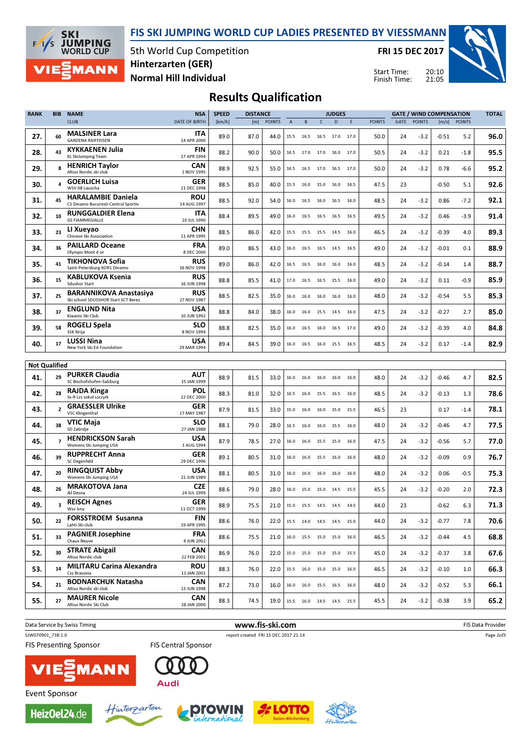# FIS SKI JUMPING WORLD CUP LADIES PRESENTED BY VIESSMANN

5th World Cup Competition
Hinterzarten (GER)
Normal Hill Individual

FRI 15 DEC 2017

Start Time: 20:10
Finish Time: 21:05

## Results Qualification

| RANK | BIB | NAME / CLUB | NSA / DATE OF BIRTH | SPEED [km/h] | DISTANCE [m] | DISTANCE POINTS | A | B | C | D | E | JUDGES POINTS | GATE | GATE POINTS | WIND [m/s] | WIND POINTS | TOTAL |
|---|---|---|---|---|---|---|---|---|---|---|---|---|---|---|---|---|---|
| 27. | 60 | **MALSINER Lara** GARDENA RAIFFEISEN | ITA 14 APR 2000 | 89.0 | 87.0 | 44.0 | 15.5 | 16.5 | 16.5 | 17.0 | 17.0 | 50.0 | 24 | -3.2 | -0.51 | 5.2 | 96.0 |
| 28. | 43 | **KYKKAENEN Julia** KL SkiJumping Team | FIN 17 APR 1994 | 88.2 | 90.0 | 50.0 | 16.5 | 17.0 | 17.0 | 16.0 | 17.0 | 50.5 | 24 | -3.2 | 0.21 | -1.8 | 95.5 |
| 29. | 8 | **HENRICH Taylor** Altius Nordic ski club | CAN 1 NOV 1995 | 88.9 | 92.5 | 55.0 | 16.5 | 16.5 | 17.0 | 16.5 | 17.0 | 50.0 | 24 | -3.2 | 0.78 | -6.6 | 95.2 |
| 30. | 4 | **GOERLICH Luisa** WSV 08 Lauscha | GER 21 DEC 1998 | 88.5 | 85.0 | 40.0 | 15.5 | 16.0 | 15.0 | 16.0 | 16.5 | 47.5 | 23 | | -0.50 | 5.1 | 92.6 |
| 31. | 45 | **HARALAMBIE Daniela** CS Dinamo Bucuresti-Centrul Sportiv | ROU 14 AUG 1997 | 88.5 | 92.0 | 54.0 | 16.0 | 16.5 | 16.0 | 16.5 | 16.0 | 48.5 | 24 | -3.2 | 0.86 | -7.2 | 92.1 |
| 32. | 10 | **RUNGGALDIER Elena** GS FIAMMEGIALLE | ITA 10 JUL 1990 | 88.4 | 89.5 | 49.0 | 16.0 | 16.5 | 16.5 | 16.5 | 16.5 | 49.5 | 24 | -3.2 | 0.46 | -3.9 | 91.4 |
| 33. | 23 | **LI Xueyao** Chinese Ski Association | CHN 11 APR 1995 | 88.5 | 86.0 | 42.0 | 15.5 | 15.5 | 15.5 | 14.5 | 16.0 | 46.5 | 24 | -3.2 | -0.39 | 4.0 | 89.3 |
| 34. | 36 | **PAILLARD Oceane** Olympic Mont d or | FRA 8 DEC 2000 | 89.0 | 86.5 | 43.0 | 16.0 | 16.5 | 16.5 | 14.5 | 16.5 | 49.0 | 24 | -3.2 | -0.01 | 0.1 | 88.9 |
| 35. | 41 | **TIKHONOVA Sofia** Saint-Petersburg KOR1 Dinamo | RUS 16 NOV 1998 | 89.0 | 86.0 | 42.0 | 16.5 | 16.5 | 16.0 | 16.0 | 16.0 | 48.5 | 24 | -3.2 | -0.14 | 1.4 | 88.7 |
| 36. | 15 | **KABLUKOVA Ksenia** Sdushor Start | RUS 16 JUN 1998 | 88.8 | 85.5 | 41.0 | 17.0 | 16.5 | 16.5 | 15.5 | 16.0 | 49.0 | 24 | -3.2 | 0.11 | -0.9 | 85.9 |
| 37. | 25 | **BARANNIKOVA Anastasiya** Ski school SDUSSHOR Start SCT Berez | RUS 27 NOV 1987 | 88.5 | 82.5 | 35.0 | 16.0 | 16.0 | 16.0 | 16.0 | 16.0 | 48.0 | 24 | -3.2 | -0.54 | 5.5 | 85.3 |
| 38. | 37 | **ENGLUND Nita** Kiwanis Ski Club | USA 10 JUN 1992 | 88.8 | 84.0 | 38.0 | 16.0 | 16.0 | 15.5 | 14.5 | 16.0 | 47.5 | 24 | -3.2 | -0.27 | 2.7 | 85.0 |
| 39. | 58 | **ROGELJ Spela** SSK Ilirija | SLO 8 NOV 1994 | 88.8 | 82.5 | 35.0 | 16.0 | 16.5 | 16.0 | 16.5 | 17.0 | 49.0 | 24 | -3.2 | -0.39 | 4.0 | 84.8 |
| 40. | 17 | **LUSSI Nina** New York Ski Ed Foundation | USA 29 MAR 1994 | 89.4 | 84.5 | 39.0 | 16.0 | 16.5 | 16.0 | 15.5 | 16.5 | 48.5 | 24 | -3.2 | 0.17 | -1.4 | 82.9 |

**Not Qualified**

| RANK | BIB | NAME / CLUB | NSA / DATE OF BIRTH | SPEED [km/h] | DISTANCE [m] | DISTANCE POINTS | A | B | C | D | E | JUDGES POINTS | GATE | GATE POINTS | WIND [m/s] | WIND POINTS | TOTAL |
|---|---|---|---|---|---|---|---|---|---|---|---|---|---|---|---|---|---|
| 41. | 29 | **PURKER Claudia** SC Bischofshofen-Salzburg | AUT 15 JAN 1999 | 88.9 | 81.5 | 33.0 | 16.0 | 16.0 | 16.0 | 16.0 | 16.0 | 48.0 | 24 | -3.2 | -0.46 | 4.7 | 82.5 |
| 42. | 28 | **RAJDA Kinga** Ss-R Lzs sokol szczyrk | POL 22 DEC 2000 | 88.3 | 81.0 | 32.0 | 16.5 | 16.0 | 15.5 | 16.5 | 16.0 | 48.5 | 24 | -3.2 | -0.13 | 1.3 | 78.6 |
| 43. | 2 | **GRAESSLER Ulrike** VSC Klingenthal | GER 17 MAY 1987 | 87.9 | 81.5 | 33.0 | 15.0 | 16.0 | 16.0 | 15.0 | 15.5 | 46.5 | 23 | | 0.17 | -1.4 | 78.1 |
| 44. | 38 | **VTIC Maja** SD Zabrdje | SLO 27 JAN 1988 | 88.1 | 79.0 | 28.0 | 16.5 | 16.0 | 16.0 | 15.5 | 16.0 | 48.0 | 24 | -3.2 | -0.46 | 4.7 | 77.5 |
| 45. | 7 | **HENDRICKSON Sarah** Womens Ski Jumping USA | USA 1 AUG 1994 | 87.9 | 78.5 | 27.0 | 16.0 | 16.0 | 15.5 | 15.0 | 16.0 | 47.5 | 24 | -3.2 | -0.56 | 5.7 | 77.0 |
| 46. | 39 | **RUPPRECHT Anna** SC Degenfeld | GER 29 DEC 1996 | 89.1 | 80.5 | 31.0 | 16.0 | 16.0 | 15.5 | 16.0 | 16.0 | 48.0 | 24 | -3.2 | -0.09 | 0.9 | 76.7 |
| 47. | 20 | **RINGQUIST Abby** Womens Ski Jumping USA | USA 21 JUN 1989 | 88.1 | 80.5 | 31.0 | 16.0 | 16.0 | 16.0 | 16.0 | 16.0 | 48.0 | 24 | -3.2 | 0.06 | -0.5 | 75.3 |
| 48. | 26 | **MRAKOTOVA Jana** Jkl Desna | CZE 24 JUL 1999 | 88.6 | 79.0 | 28.0 | 16.0 | 15.0 | 15.0 | 14.5 | 15.5 | 45.5 | 24 | -3.2 | -0.20 | 2.0 | 72.3 |
| 49. | 3 | **REISCH Agnes** Wsv Isny | GER 11 OCT 1999 | 88.9 | 75.5 | 21.0 | 15.0 | 15.5 | 14.5 | 14.5 | 14.5 | 44.0 | 23 | | -0.62 | 6.3 | 71.3 |
| 50. | 22 | **FORSSTROEM Susanna** Lahti Ski club | FIN 19 APR 1995 | 88.6 | 76.0 | 22.0 | 15.5 | 14.0 | 14.5 | 14.5 | 15.0 | 44.0 | 24 | -3.2 | -0.77 | 7.8 | 70.6 |
| 51. | 33 | **PAGNIER Josephine** Chaux Neuve | FRA 4 JUN 2002 | 88.6 | 75.5 | 21.0 | 16.0 | 15.5 | 15.0 | 15.0 | 16.0 | 46.5 | 24 | -3.2 | -0.44 | 4.5 | 68.8 |
| 52. | 30 | **STRATE Abigail** Altius Nordic club | CAN 22 FEB 2001 | 86.9 | 76.0 | 22.0 | 15.0 | 15.0 | 15.0 | 15.0 | 15.5 | 45.0 | 24 | -3.2 | -0.37 | 3.8 | 67.6 |
| 53. | 14 | **MILITARU Carina Alexandra** Css Brasovia | ROU 11 JAN 2001 | 88.3 | 76.0 | 22.0 | 15.5 | 16.0 | 15.0 | 15.0 | 16.0 | 46.5 | 24 | -3.2 | -0.10 | 1.0 | 66.3 |
| 54. | 21 | **BODNARCHUK Natasha** Altius Nordic ski club | CAN 13 JUN 1998 | 87.2 | 73.0 | 16.0 | 16.0 | 16.0 | 15.5 | 16.5 | 16.0 | 48.0 | 24 | -3.2 | -0.52 | 5.3 | 66.1 |
| 55. | 27 | **MAURER Nicole** Altius Nordic Ski Club | CAN 28 JAN 2000 | 88.3 | 74.5 | 19.0 | 15.5 | 16.0 | 14.5 | 14.5 | 15.5 | 45.5 | 24 | -3.2 | -0.38 | 3.9 | 65.2 |

Data Service by Swiss Timing — www.fis-ski.com — FIS Data Provider

SJW070901_73B 1.0 — report created FRI 15 DEC 2017 21:14

FIS Presenting Sponsor: VIESSMANN — FIS Central Sponsor: Audi

Event Sponsor: HeizOel24.de, Hinterzarten, prowin international, LOTTO Baden-Württemberg, Ski Club Hinterzarten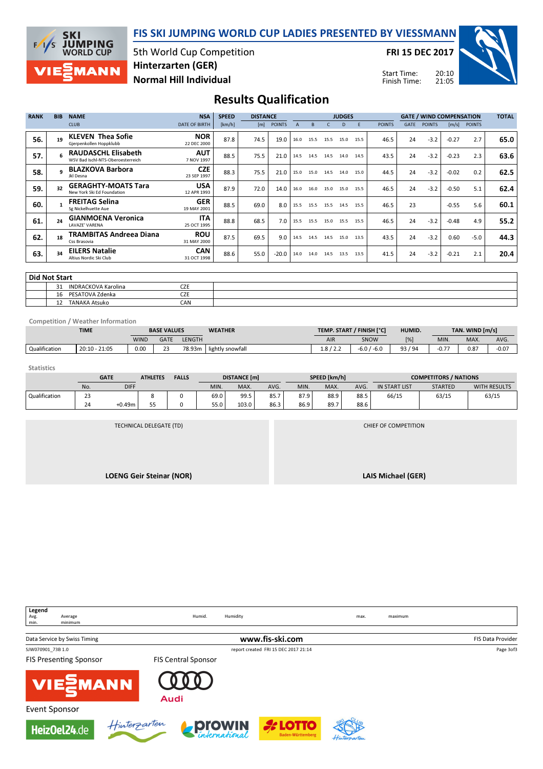# FIS SKI JUMPING WORLD CUP LADIES PRESENTED BY VIESSMANN

5th World Cup Competition
Hinterzarten (GER)
**Normal Hill Individual**

**FRI 15 DEC 2017**
Start Time: 20:10
Finish Time: 21:05

## Results Qualification

| RANK | BIB | NAME / CLUB | NSA / DATE OF BIRTH | SPEED [km/h] | DISTANCE [m] | DISTANCE POINTS | JUDGES A | B | C | D | E | JUDGES POINTS | GATE | GATE POINTS | WIND [m/s] | WIND POINTS | TOTAL |
|---|---|---|---|---|---|---|---|---|---|---|---|---|---|---|---|---|---|
| 56. | 19 | **KLEVEN Thea Sofie** Gjerpenkollen Hoppklubb | NOR 22 DEC 2000 | 87.8 | 74.5 | 19.0 | 16.0 | 15.5 | 15.5 | 15.0 | 15.5 | 46.5 | 24 | -3.2 | -0.27 | 2.7 | 65.0 |
| 57. | 6 | **RAUDASCHL Elisabeth** WSV Bad Ischl-NTS-Oberoesterreich | AUT 7 NOV 1997 | 88.5 | 75.5 | 21.0 | 14.5 | 14.5 | 14.5 | 14.0 | 14.5 | 43.5 | 24 | -3.2 | -0.23 | 2.3 | 63.6 |
| 58. | 9 | **BLAZKOVA Barbora** Jkl Desna | CZE 23 SEP 1997 | 88.3 | 75.5 | 21.0 | 15.0 | 15.0 | 14.5 | 14.0 | 15.0 | 44.5 | 24 | -3.2 | -0.02 | 0.2 | 62.5 |
| 59. | 32 | **GERAGHTY-MOATS Tara** New York Ski Ed Foundation | USA 12 APR 1993 | 87.9 | 72.0 | 14.0 | 16.0 | 16.0 | 15.0 | 15.0 | 15.5 | 46.5 | 24 | -3.2 | -0.50 | 5.1 | 62.4 |
| 60. | 1 | **FREITAG Selina** Sg Nickelhuette Aue | GER 19 MAY 2001 | 88.5 | 69.0 | 8.0 | 15.5 | 15.5 | 15.5 | 14.5 | 15.5 | 46.5 | 23 | | -0.55 | 5.6 | 60.1 |
| 61. | 24 | **GIANMOENA Veronica** LAVAZE' VARENA | ITA 25 OCT 1995 | 88.8 | 68.5 | 7.0 | 15.5 | 15.5 | 15.0 | 15.5 | 15.5 | 46.5 | 24 | -3.2 | -0.48 | 4.9 | 55.2 |
| 62. | 18 | **TRAMBITAS Andreea Diana** Css Brasovia | ROU 31 MAY 2000 | 87.5 | 69.5 | 9.0 | 14.5 | 14.5 | 14.5 | 15.0 | 13.5 | 43.5 | 24 | -3.2 | 0.60 | -5.0 | 44.3 |
| 63. | 34 | **EILERS Natalie** Altius Nordic Ski Club | CAN 31 OCT 1998 | 88.6 | 55.0 | -20.0 | 14.0 | 14.0 | 14.5 | 13.5 | 13.5 | 41.5 | 24 | -3.2 | -0.21 | 2.1 | 20.4 |

**Did Not Start**

| BIB | NAME | NSA |
|---|---|---|
| 31 | INDRACKOVA Karolina | CZE |
| 16 | PESATOVA Zdenka | CZE |
| 12 | TANAKA Atsuko | CAN |

### Competition / Weather Information

| | TIME | BASE VALUES WIND | GATE | LENGTH | WEATHER | TEMP. START / FINISH [°C] AIR | SNOW | HUMID. [%] | TAN. WIND [m/s] MIN. | MAX. | AVG. |
|---|---|---|---|---|---|---|---|---|---|---|---|
| Qualification | 20:10 - 21:05 | 0.00 | 23 | 78.93m | lightly snowfall | 1.8 / 2.2 | -6.0 / -6.0 | 93 / 94 | -0.77 | 0.87 | -0.07 |

### Statistics

| | GATE No. | DIFF | ATHLETES | FALLS | DISTANCE [m] MIN. | MAX. | AVG. | SPEED [km/h] MIN. | MAX. | AVG. | IN START LIST | STARTED | WITH RESULTS |
|---|---|---|---|---|---|---|---|---|---|---|---|---|---|
| Qualification | 23 | | 8 | 0 | 69.0 | 99.5 | 85.7 | 87.9 | 88.9 | 88.5 | 66/15 | 63/15 | 63/15 |
| | 24 | +0.49m | 55 | 0 | 55.0 | 103.0 | 86.3 | 86.9 | 89.7 | 88.6 | | | |

TECHNICAL DELEGATE (TD): **LOENG Geir Steinar (NOR)**

CHIEF OF COMPETITION: **LAIS Michael (GER)**

**Legend**
Avg. Average
min. minimum
Humid. Humidity
max. maximum

Data Service by Swiss Timing — www.fis-ski.com — FIS Data Provider
SJW070901_73B 1.0 — report created FRI 15 DEC 2017 21:14

FIS Presenting Sponsor: VIESSMANN
FIS Central Sponsor: Audi
Event Sponsor: HeizOel24.de, Hinterzarten, prowin international, LOTTO Baden-Württemberg, Ski Club Hinterzarten